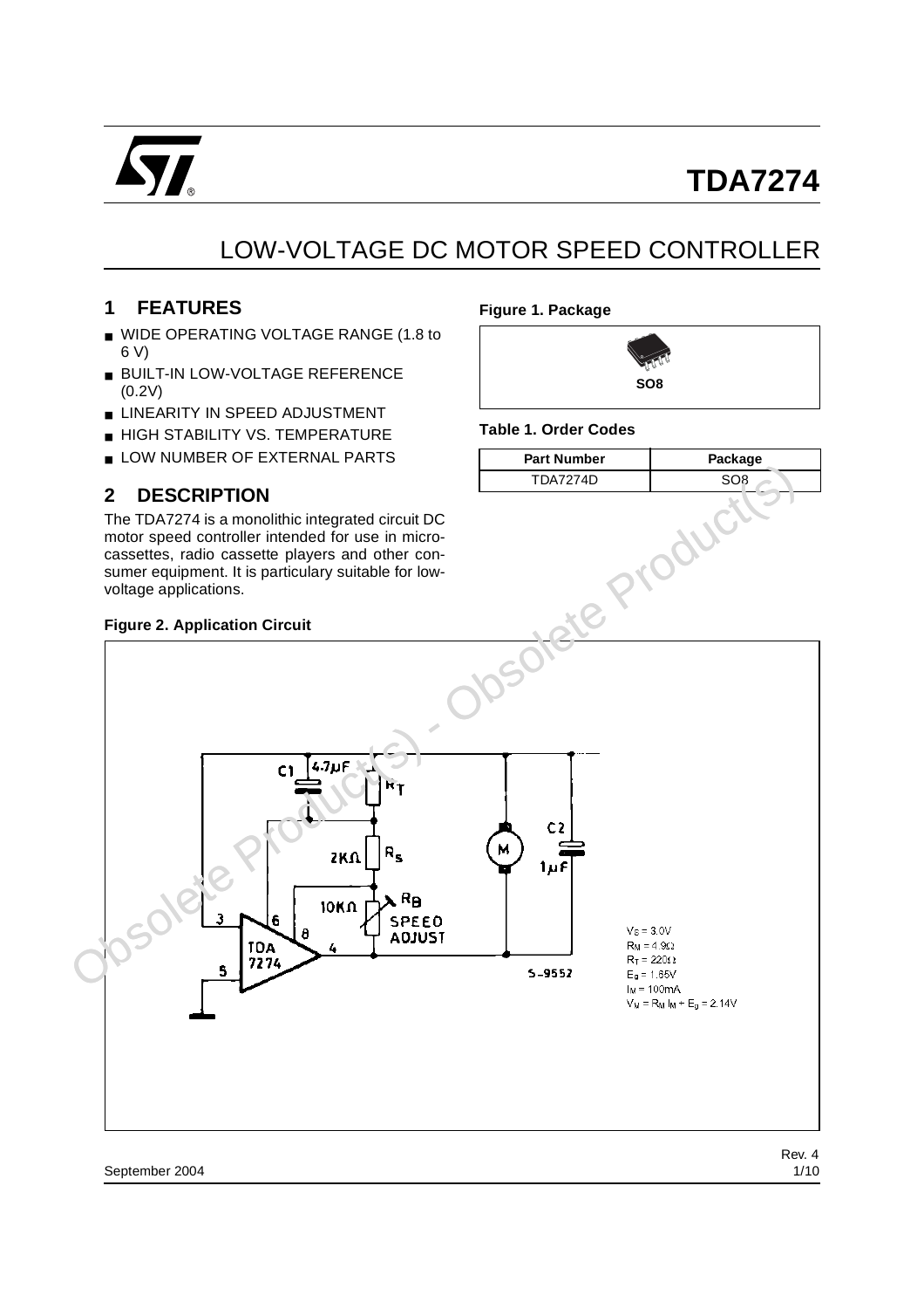# TDA7274

## LOW-VOLTAGE DC MOTOR SPEED CONTROLLER

## 1 FEATURES

- WIDE OPERATING VOLTAGE RANGE (1.8 to 6 V)
- BUILT-IN LOW-VOLTAGE REFERENCE (0.2V)
- LINEARITY IN SPEED ADJUSTMENT
- HIGH STABILITY VS. TEMPERATURE
- LOW NUMBER OF EXTERNAL PARTS

**Figure 1. Package**

SO8

**Table 1. Order Codes**

| Part Number | Package |
| --- | --- |
| TDA7274D | SO8 |

## 2 DESCRIPTION

The TDA7274 is a monolithic integrated circuit DC motor speed controller intended for use in micro-cassettes, radio cassette players and other consumer equipment. It is particulary suitable for low-voltage applications.

**Figure 2. Application Circuit**

$V_S$ = 3.0V
$R_M$ = 4.9Ω
$R_T$ = 220Ω
$E_g$ = 1.65V
$I_M$ = 100mA
$V_M = R_M I_M + E_g$ = 2.14V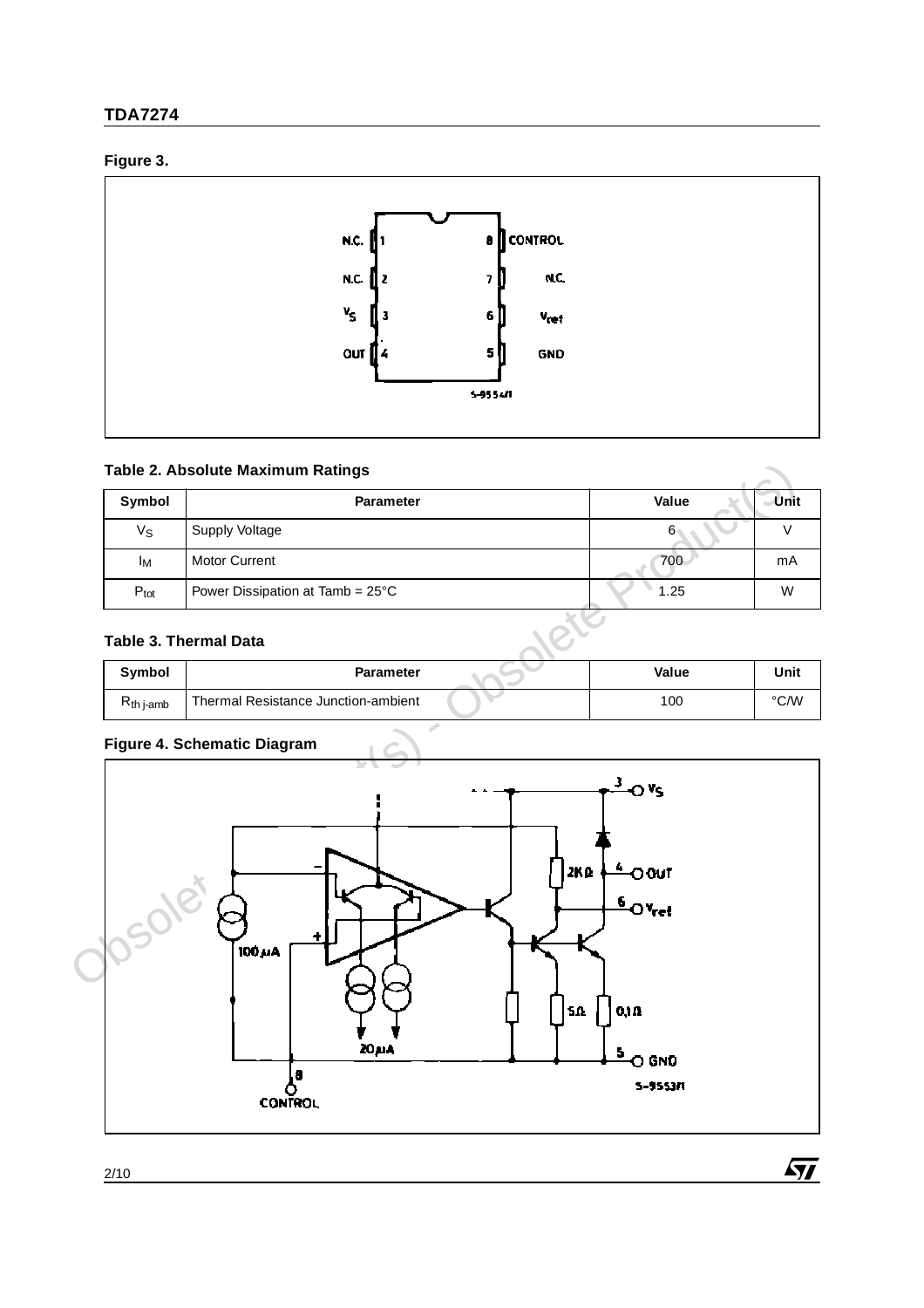**Figure 3.**

**Table 2. Absolute Maximum Ratings**

| Symbol | Parameter | Value | Unit |
|---|---|---|---|
| $V_S$ | Supply Voltage | 6 | V |
| $I_M$ | Motor Current | 700 | mA |
| $P_{tot}$ | Power Dissipation at Tamb = 25°C | 1.25 | W |

**Table 3. Thermal Data**

| Symbol | Parameter | Value | Unit |
|---|---|---|---|
| $R_{th\ j\text{-}amb}$ | Thermal Resistance Junction-ambient | 100 | °C/W |

**Figure 4. Schematic Diagram**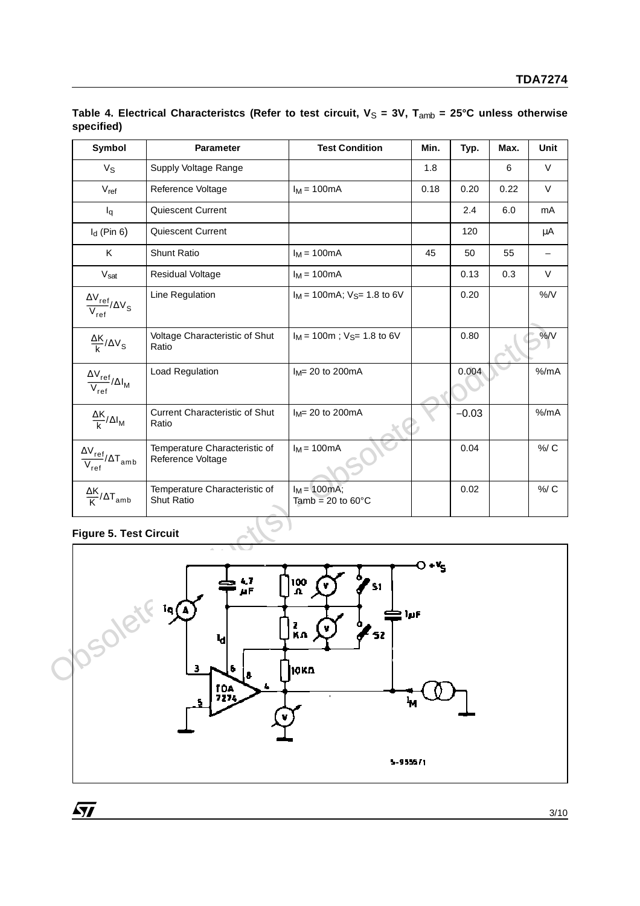**Table 4. Electrical Characteristcs (Refer to test circuit, $V_S$ = 3V, $T_{amb}$ = 25°C unless otherwise specified)**

| Symbol | Parameter | Test Condition | Min. | Typ. | Max. | Unit |
|---|---|---|---|---|---|---|
| $V_S$ | Supply Voltage Range | | 1.8 | | 6 | V |
| $V_{ref}$ | Reference Voltage | $I_M$ = 100mA | 0.18 | 0.20 | 0.22 | V |
| $I_q$ | Quiescent Current | | | 2.4 | 6.0 | mA |
| $I_d$ (Pin 6) | Quiescent Current | | | 120 | | µA |
| K | Shunt Ratio | $I_M$ = 100mA | 45 | 50 | 55 | – |
| $V_{sat}$ | Residual Voltage | $I_M$ = 100mA | | 0.13 | 0.3 | V |
| $\frac{\Delta V_{ref}}{V_{ref}}/\Delta V_S$ | Line Regulation | $I_M$ = 100mA; $V_S$= 1.8 to 6V | | 0.20 | | %/V |
| $\frac{\Delta K}{k}/\Delta V_S$ | Voltage Characteristic of Shut Ratio | $I_M$ = 100m ; $V_S$= 1.8 to 6V | | 0.80 | | %/V |
| $\frac{\Delta V_{ref}}{V_{ref}}/\Delta I_M$ | Load Regulation | $I_M$= 20 to 200mA | | 0.004 | | %/mA |
| $\frac{\Delta K}{k}/\Delta I_M$ | Current Characteristic of Shut Ratio | $I_M$= 20 to 200mA | | −0.03 | | %/mA |
| $\frac{\Delta V_{ref}}{V_{ref}}/\Delta T_{amb}$ | Temperature Characteristic of Reference Voltage | $I_M$ = 100mA | | 0.04 | | %/ C |
| $\frac{\Delta K}{K}/\Delta T_{amb}$ | Temperature Characteristic of Shut Ratio | $I_M$ = 100mA; Tamb = 20 to 60°C | | 0.02 | | %/ C |

**Figure 5. Test Circuit**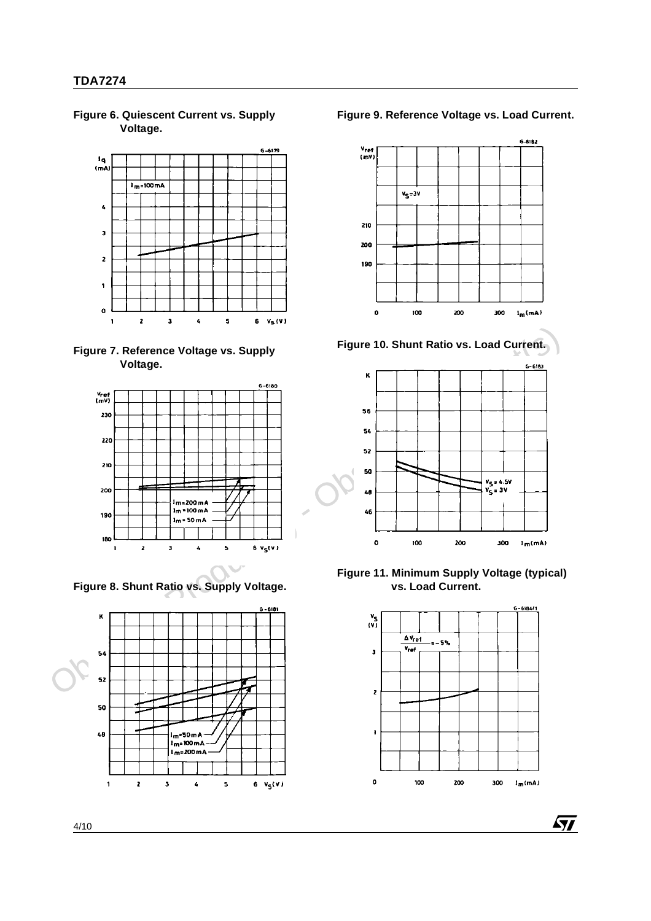**Figure 6. Quiescent Current vs. Supply Voltage.**

**Figure 7. Reference Voltage vs. Supply Voltage.**

**Figure 8. Shunt Ratio vs. Supply Voltage.**

**Figure 9. Reference Voltage vs. Load Current.**

**Figure 10. Shunt Ratio vs. Load Current.**

**Figure 11. Minimum Supply Voltage (typical) vs. Load Current.**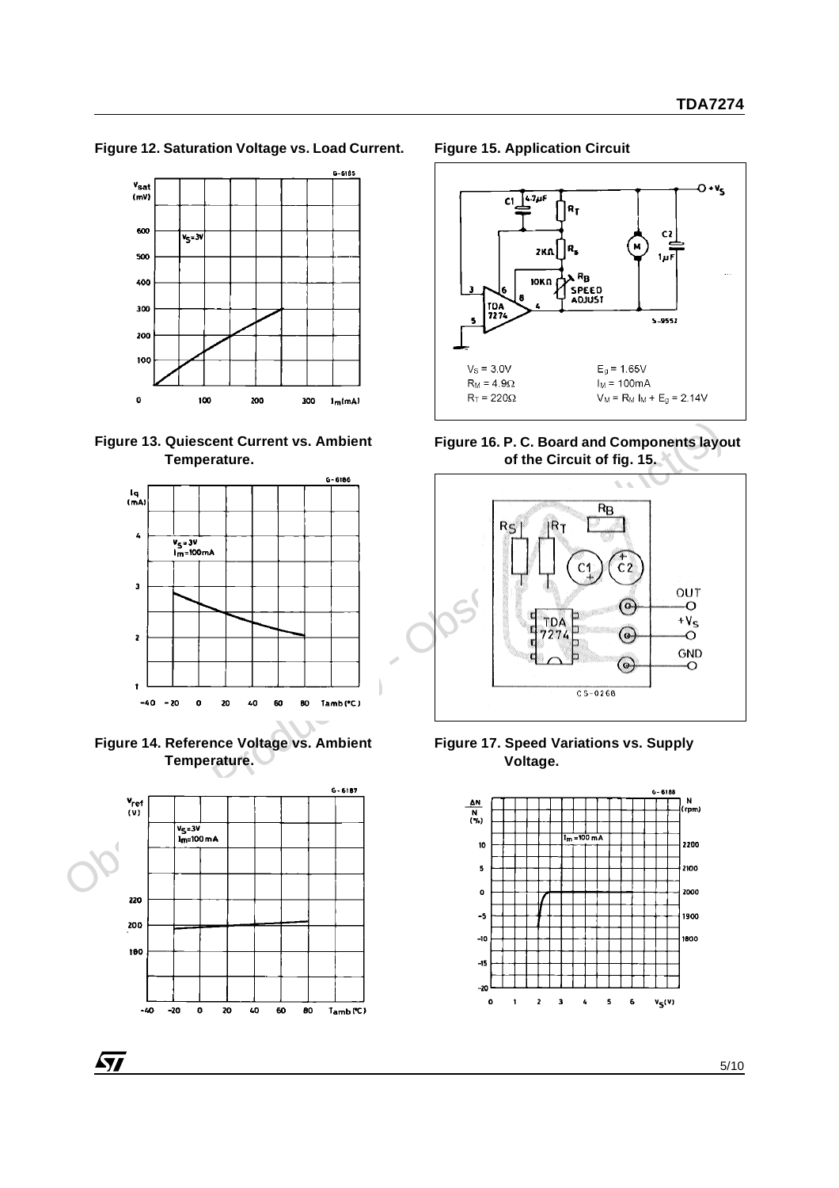**Figure 12. Saturation Voltage vs. Load Current.**

**Figure 13. Quiescent Current vs. Ambient Temperature.**

**Figure 14. Reference Voltage vs. Ambient Temperature.**

**Figure 15. Application Circuit**

$V_S$ = 3.0V
$R_M$ = 4.9Ω
$R_T$ = 220Ω

$E_g$ = 1.65V
$I_M$ = 100mA
$V_M = R_M I_M + E_g$ = 2.14V

**Figure 16. P. C. Board and Components layout of the Circuit of fig. 15.**

**Figure 17. Speed Variations vs. Supply Voltage.**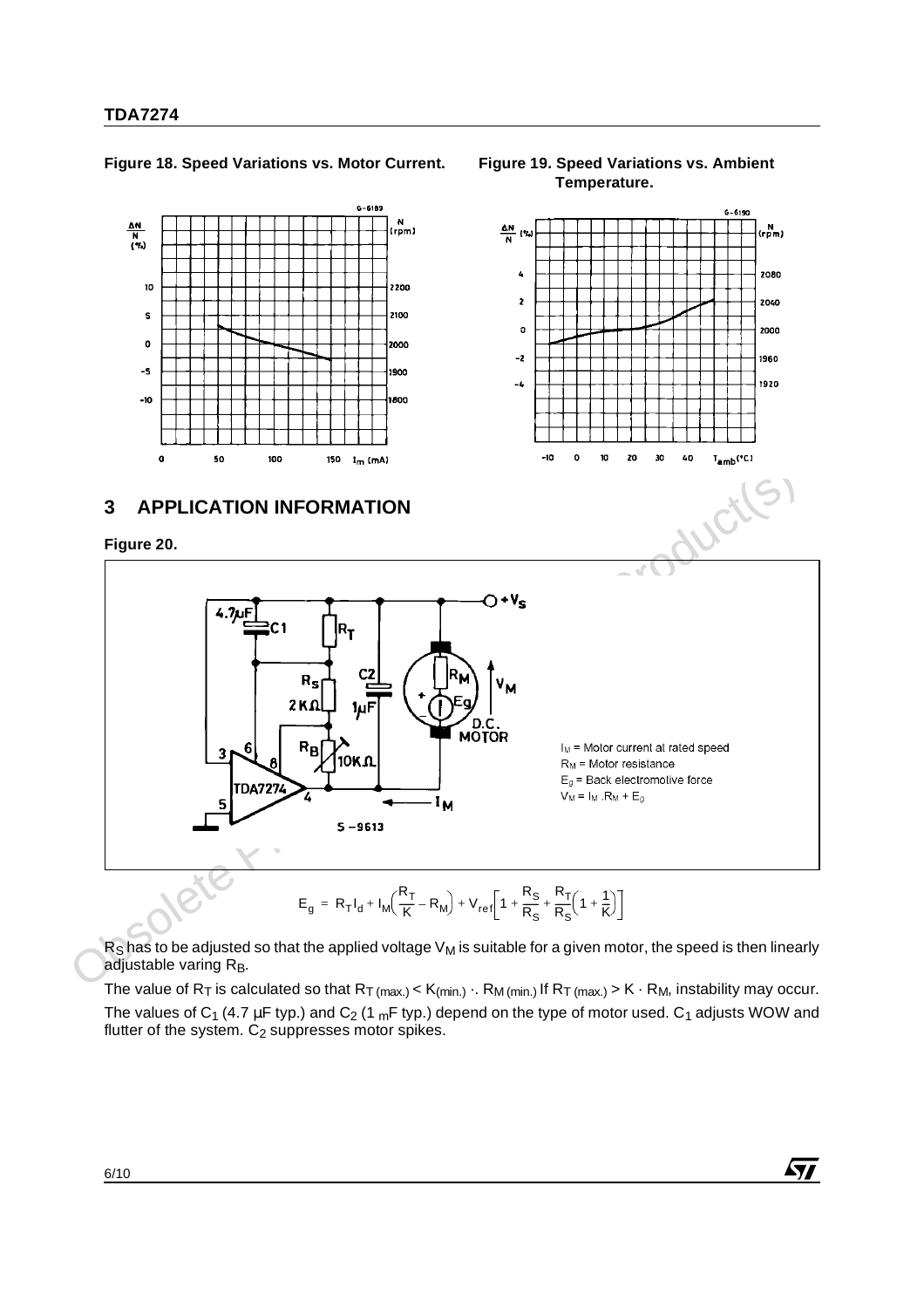**Figure 18. Speed Variations vs. Motor Current.**

**Figure 19. Speed Variations vs. Ambient Temperature.**

## 3 APPLICATION INFORMATION

**Figure 20.**

$I_M$ = Motor current at rated speed
$R_M$ = Motor resistance
$E_g$ = Back electromotive force
$V_M = I_M \cdot R_M + E_g$

$$E_g = R_T I_d + I_M\left(\frac{R_T}{K} - R_M\right) + V_{ref}\left[1 + \frac{R_S}{R_S} + \frac{R_T}{R_S}\left(1 + \frac{1}{K}\right)\right]$$

$R_S$ has to be adjusted so that the applied voltage $V_M$ is suitable for a given motor, the speed is then linearly adjustable varing $R_B$.

The value of $R_T$ is calculated so that $R_{T\,(max.)} < K_{(min.)} \cdot R_{M\,(min.)}$ If $R_{T\,(max.)} > K \cdot R_M$, instability may occur.

The values of $C_1$ (4.7 µF typ.) and $C_2$ (1 mF typ.) depend on the type of motor used. $C_1$ adjusts WOW and flutter of the system. $C_2$ suppresses motor spikes.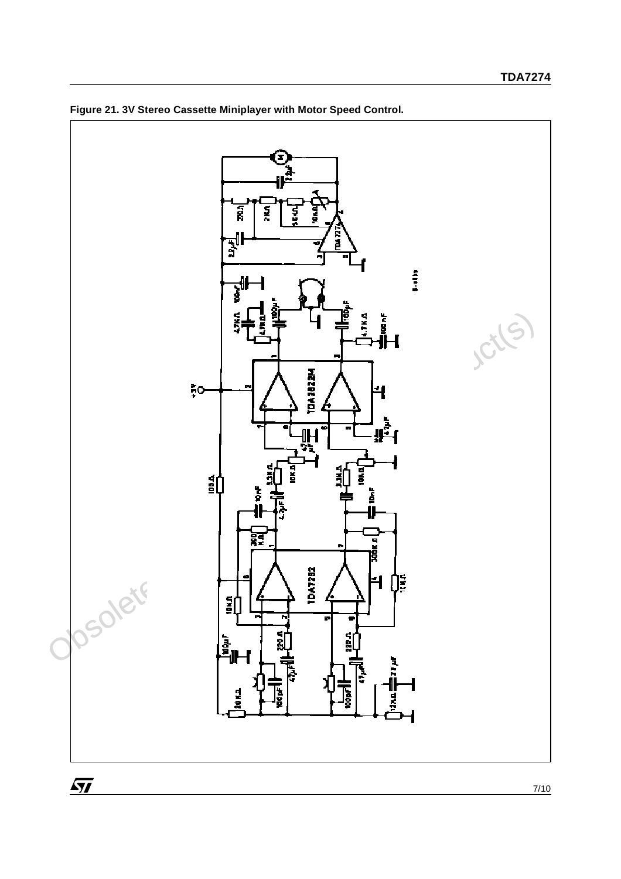**Figure 21. 3V Stereo Cassette Miniplayer with Motor Speed Control.**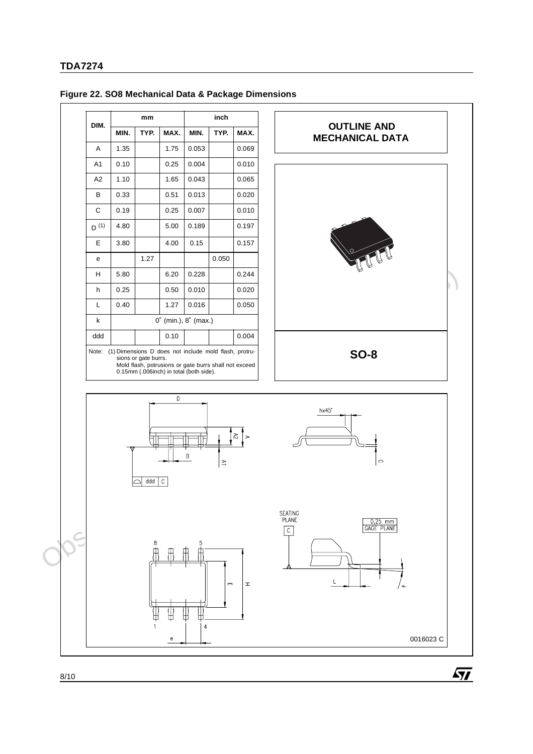**Figure 22. SO8 Mechanical Data & Package Dimensions**

| DIM. | mm | | | inch | | |
|---|---|---|---|---|---|---|
| | MIN. | TYP. | MAX. | MIN. | TYP. | MAX. |
| A | 1.35 | | 1.75 | 0.053 | | 0.069 |
| A1 | 0.10 | | 0.25 | 0.004 | | 0.010 |
| A2 | 1.10 | | 1.65 | 0.043 | | 0.065 |
| B | 0.33 | | 0.51 | 0.013 | | 0.020 |
| C | 0.19 | | 0.25 | 0.007 | | 0.010 |
| D (1) | 4.80 | | 5.00 | 0.189 | | 0.197 |
| E | 3.80 | | 4.00 | 0.15 | | 0.157 |
| e | | 1.27 | | | 0.050 | |
| H | 5.80 | | 6.20 | 0.228 | | 0.244 |
| h | 0.25 | | 0.50 | 0.010 | | 0.020 |
| L | 0.40 | | 1.27 | 0.016 | | 0.050 |
| k | 0° (min.), 8° (max.) | | | | | |
| ddd | | | 0.10 | | | 0.004 |

Note: (1) Dimensions D does not include mold flash, protrusions or gate burrs.
Mold flash, potrusions or gate burrs shall not exceed 0.15mm (.006inch) in total (both side).

**OUTLINE AND MECHANICAL DATA**

**SO-8**

0016023 C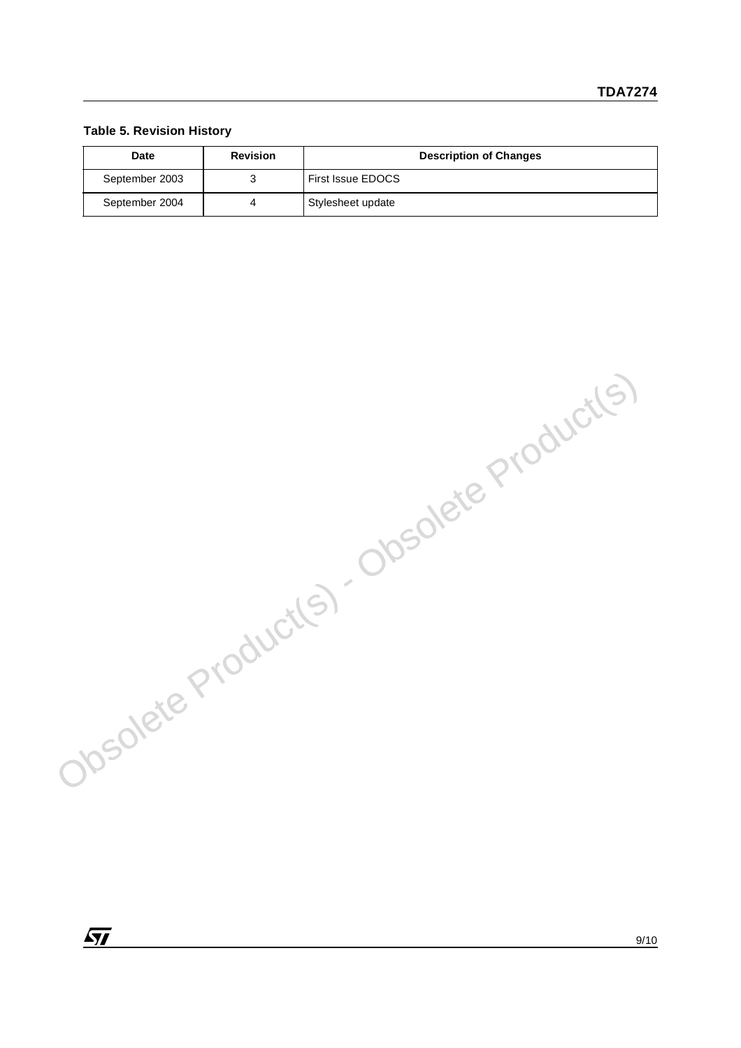**Table 5. Revision History**

| Date | Revision | Description of Changes |
| --- | --- | --- |
| September 2003 | 3 | First Issue EDOCS |
| September 2004 | 4 | Stylesheet update |

Obsolete Product(s) - Obsolete Product(s)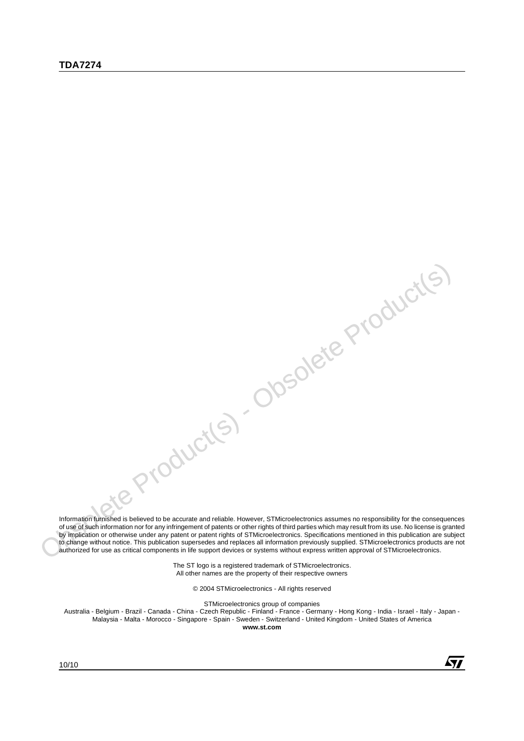Information furnished is believed to be accurate and reliable. However, STMicroelectronics assumes no responsibility for the consequences of use of such information nor for any infringement of patents or other rights of third parties which may result from its use. No license is granted by implication or otherwise under any patent or patent rights of STMicroelectronics. Specifications mentioned in this publication are subject to change without notice. This publication supersedes and replaces all information previously supplied. STMicroelectronics products are not authorized for use as critical components in life support devices or systems without express written approval of STMicroelectronics.

The ST logo is a registered trademark of STMicroelectronics.
All other names are the property of their respective owners

© 2004 STMicroelectronics - All rights reserved

STMicroelectronics group of companies

Australia - Belgium - Brazil - Canada - China - Czech Republic - Finland - France - Germany - Hong Kong - India - Israel - Italy - Japan - Malaysia - Malta - Morocco - Singapore - Spain - Sweden - Switzerland - United Kingdom - United States of America

**www.st.com**